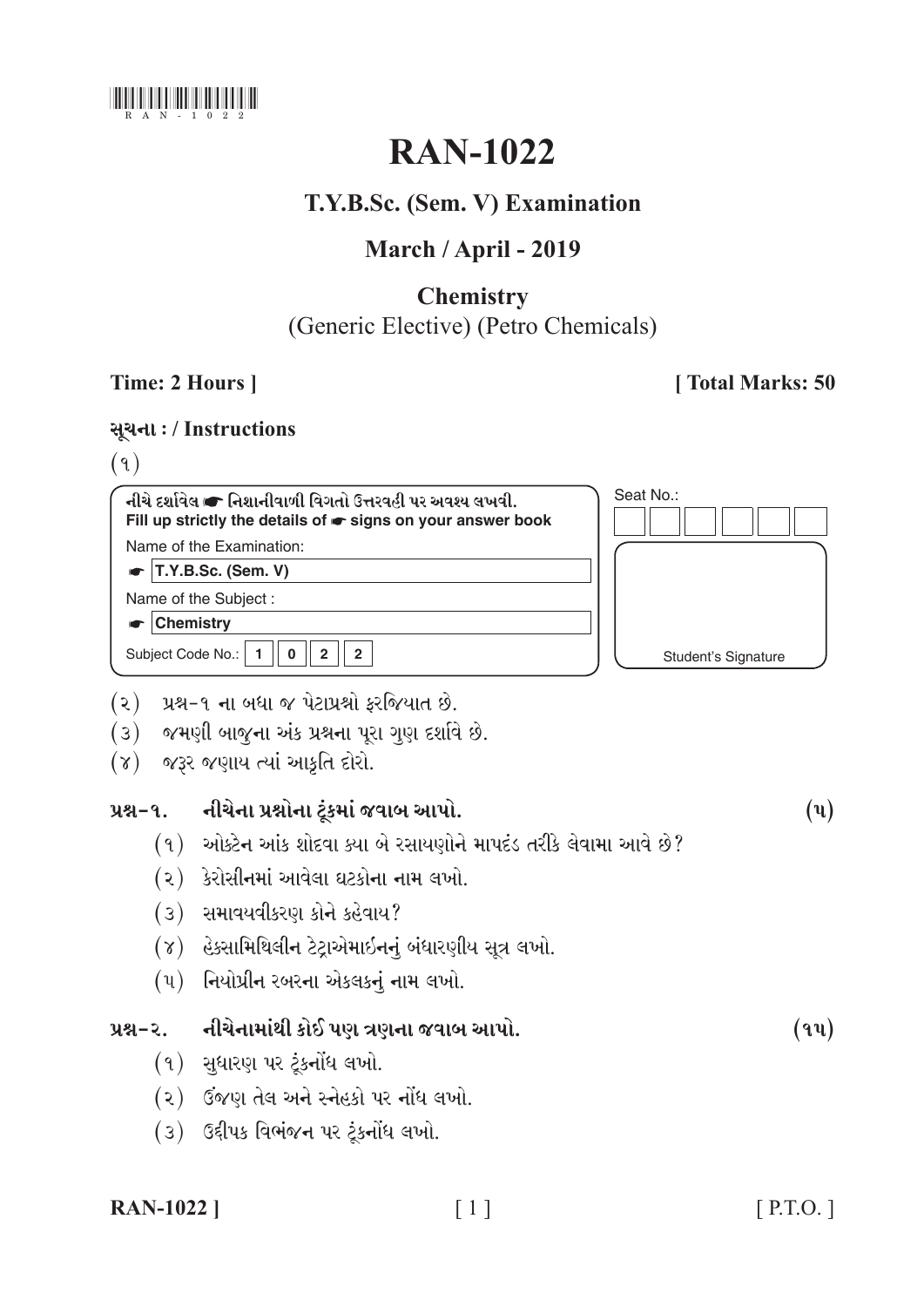RAN-1022

# RAN-1022

## T.Y.B.Sc. (Sem. V) Examination

## March / April - 2019

## Chemistry

(Generic Elective) (Petro Chemicals)

**Time: 2 Hours ]** **[ Total Marks: 50**

**સૂચના : / Instructions**

(૧)

| | |
|---|---|
| **નીચે દર્શાવેલ ☛ નિશાનીવાળી વિગતો ઉત્તરવહી પર અવશ્ય લખવી.** **Fill up strictly the details of ☛ signs on your answer book** | Seat No.: |
| Name of the Examination: ☛ **T.Y.B.Sc. (Sem. V)** | |
| Name of the Subject : ☛ **Chemistry** | |
| Subject Code No.: 1 0 2 2 | Student's Signature |

(૨) પ્રશ્ન-૧ ના બધા જ પેટાપ્રશ્નો ફરજિયાત છે.

(૩) જમણી બાજુના અંક પ્રશ્નના પૂરા ગુણ દર્શાવે છે.

(૪) જરૂર જણાય ત્યાં આકૃતિ દોરો.

**પ્રશ્ન-૧. નીચેના પ્રશ્નોના ટૂંકમાં જવાબ આપો.** **(૫)**

(૧) ઓક્ટેન આંક શોધવા ક્યા બે રસાયણોને માપદંડ તરીકે લેવામા આવે છે?

(૨) કેરોસીનમાં આવેલા ઘટકોના નામ લખો.

(૩) સમાવયવીકરણ કોને કહેવાય?

(૪) હેક્સામિથિલીન ટેટ્રાએમાઈનનું બંધારણીય સૂત્ર લખો.

(૫) નિયોપ્રીન રબરના એકલકનું નામ લખો.

**પ્રશ્ન-૨. નીચેનામાંથી કોઈ પણ ત્રણના જવાબ આપો.** **(૧૫)**

(૧) સુધારણ પર ટૂંકનોંધ લખો.

(૨) ઉંજણ તેલ અને સ્નેહકો પર નોંધ લખો.

(૩) ઉદ્દીપક વિભંજન પર ટૂંકનોંધ લખો.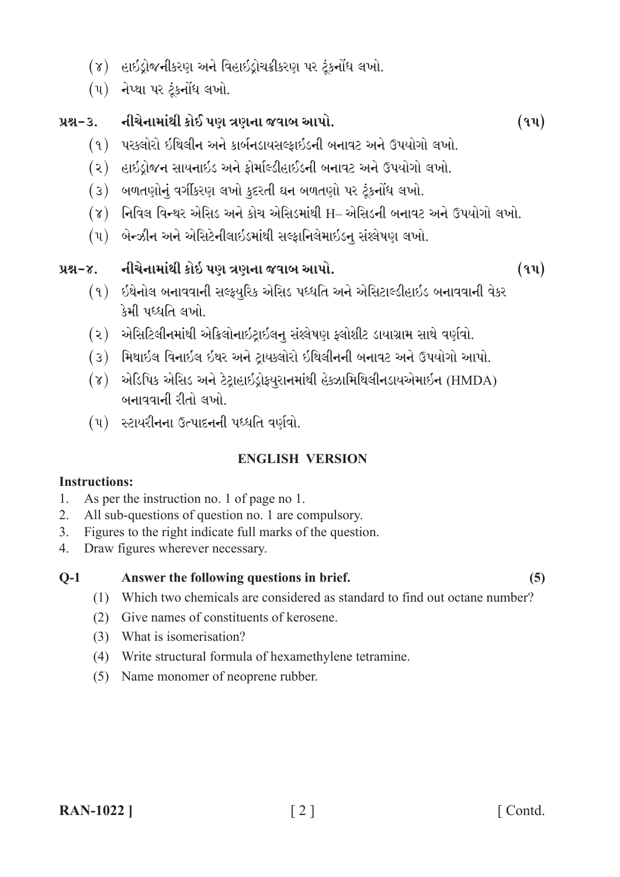(૪) હાઈડ્રોજનીકરણ અને વિહાઈડ્રોચક્રીકરણ પર ટૂંકનોંધ લખો.

(૫) નેપ્થા પર ટૂંકનોંધ લખો.

**પ્રશ્ન-૩. નીચેનામાંથી કોઈ પણ ત્રણના જવાબ આપો. (૧૫)**

(૧) પરક્લોરો ઇથિલીન અને કાર્બનડાયસલ્ફાઈડની બનાવટ અને ઉપયોગો લખો.

(૨) હાઈડ્રોજન સાયનાઈડ અને ફોર્માલ્ડીહાઈડની બનાવટ અને ઉપયોગો લખો.

(૩) બળતણોનું વર્ગીકરણ લખો કુદરતી ઘન બળતણો પર ટૂંકનોંધ લખો.

(૪) નિવિલ વિન્થર એસિડ અને કોચ એસિડમાંથી H– એસિડની બનાવટ અને ઉપયોગો લખો.

(૫) બેન્ઝીન અને એસિટેનીલાઈડમાંથી સલ્ફાનિલેમાઈડનુ સંશ્લેષણ લખો.

**પ્રશ્ન-૪. નીચેનામાંથી કોઈ પણ ત્રણના જવાબ આપો. (૧૫)**

(૧) ઈથેનોલ બનાવવાની સલ્ફ્યુરિક એસિડ પધ્ધતિ અને એસિટાલ્ડીહાઈડ બનાવવાની વેકર કેમી પધ્ધતિ લખો.

(૨) એસિટિલીનમાંથી એક્રિલોનાઈટ્રાઈલનુ સંશ્લેષણ ફ્લોશીટ ડાયાગ્રામ સાથે વર્ણવો.

(૩) મિથાઈલ વિનાઈલ ઈથર અને ટ્રાયક્લોરો ઈથિલીનની બનાવટ અને ઉપયોગો આપો.

(૪) એડિપિક એસિડ અને ટેટ્રાહાઈડ્રોફ્યુરાનમાંથી હેક્ઝામિથિલીનડાયએમાઈન (HMDA) બનાવવાની રીતો લખો.

(૫) સ્ટાયરીનના ઉત્પાદનની પધ્ધતિ વર્ણવો.

## ENGLISH VERSION

**Instructions:**

1. As per the instruction no. 1 of page no 1.
2. All sub-questions of question no. 1 are compulsory.
3. Figures to the right indicate full marks of the question.
4. Draw figures wherever necessary.

**Q-1 Answer the following questions in brief. (5)**

(1) Which two chemicals are considered as standard to find out octane number?

(2) Give names of constituents of kerosene.

(3) What is isomerisation?

(4) Write structural formula of hexamethylene tetramine.

(5) Name monomer of neoprene rubber.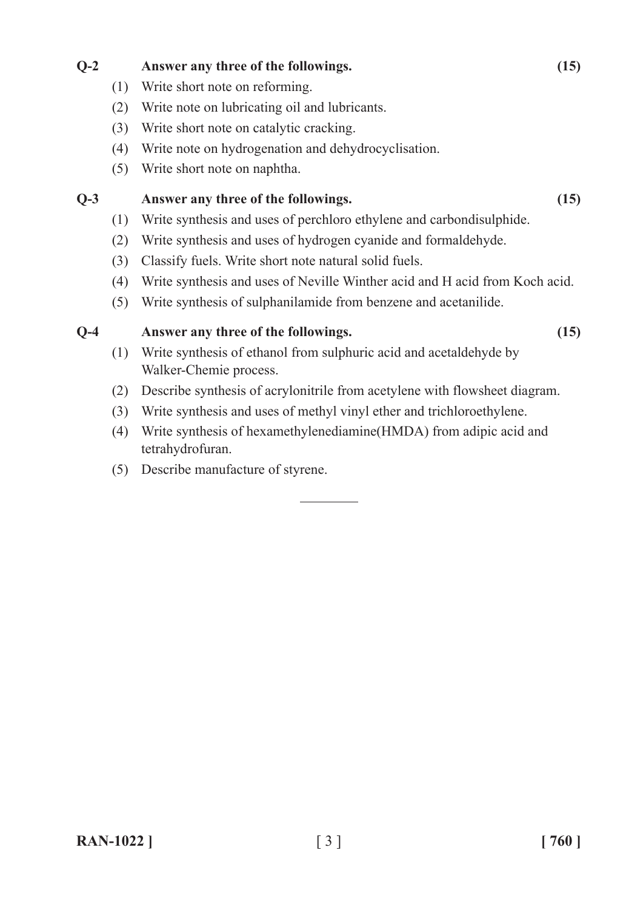**Q-2 Answer any three of the followings. (15)**

(1) Write short note on reforming.

(2) Write note on lubricating oil and lubricants.

(3) Write short note on catalytic cracking.

(4) Write note on hydrogenation and dehydrocyclisation.

(5) Write short note on naphtha.

**Q-3 Answer any three of the followings. (15)**

(1) Write synthesis and uses of perchloro ethylene and carbondisulphide.

(2) Write synthesis and uses of hydrogen cyanide and formaldehyde.

(3) Classify fuels. Write short note natural solid fuels.

(4) Write synthesis and uses of Neville Winther acid and H acid from Koch acid.

(5) Write synthesis of sulphanilamide from benzene and acetanilide.

**Q-4 Answer any three of the followings. (15)**

(1) Write synthesis of ethanol from sulphuric acid and acetaldehyde by Walker-Chemie process.

(2) Describe synthesis of acrylonitrile from acetylene with flowsheet diagram.

(3) Write synthesis and uses of methyl vinyl ether and trichloroethylene.

(4) Write synthesis of hexamethylenediamine(HMDA) from adipic acid and tetrahydrofuran.

(5) Describe manufacture of styrene.

---